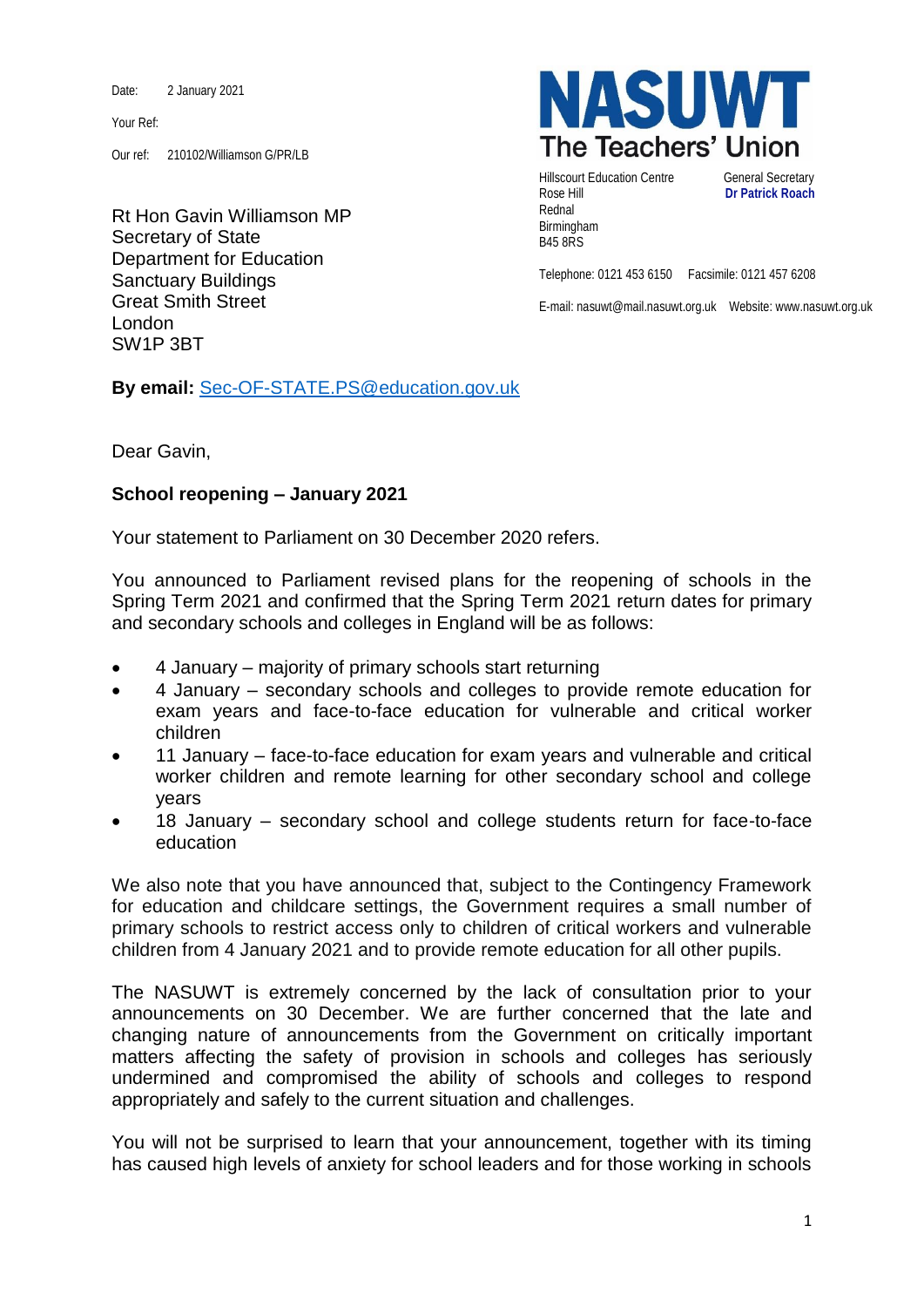Date: 2 January 2021

Your Ref:

Our ref: 210102/Williamson G/PR/LB

**NASUWT**
**The Teachers' Union**

Hillscourt Education Centre
Rose Hill
Rednal
Birmingham
B45 8RS

General Secretary
**Dr Patrick Roach**

Telephone: 0121 453 6150 Facsimile: 0121 457 6208

E-mail: nasuwt@mail.nasuwt.org.uk Website: www.nasuwt.org.uk

Rt Hon Gavin Williamson MP
Secretary of State
Department for Education
Sanctuary Buildings
Great Smith Street
London
SW1P 3BT

**By email:** Sec-OF-STATE.PS@education.gov.uk

Dear Gavin,

**School reopening – January 2021**

Your statement to Parliament on 30 December 2020 refers.

You announced to Parliament revised plans for the reopening of schools in the Spring Term 2021 and confirmed that the Spring Term 2021 return dates for primary and secondary schools and colleges in England will be as follows:

- 4 January – majority of primary schools start returning
- 4 January – secondary schools and colleges to provide remote education for exam years and face-to-face education for vulnerable and critical worker children
- 11 January – face-to-face education for exam years and vulnerable and critical worker children and remote learning for other secondary school and college years
- 18 January – secondary school and college students return for face-to-face education

We also note that you have announced that, subject to the Contingency Framework for education and childcare settings, the Government requires a small number of primary schools to restrict access only to children of critical workers and vulnerable children from 4 January 2021 and to provide remote education for all other pupils.

The NASUWT is extremely concerned by the lack of consultation prior to your announcements on 30 December. We are further concerned that the late and changing nature of announcements from the Government on critically important matters affecting the safety of provision in schools and colleges has seriously undermined and compromised the ability of schools and colleges to respond appropriately and safely to the current situation and challenges.

You will not be surprised to learn that your announcement, together with its timing has caused high levels of anxiety for school leaders and for those working in schools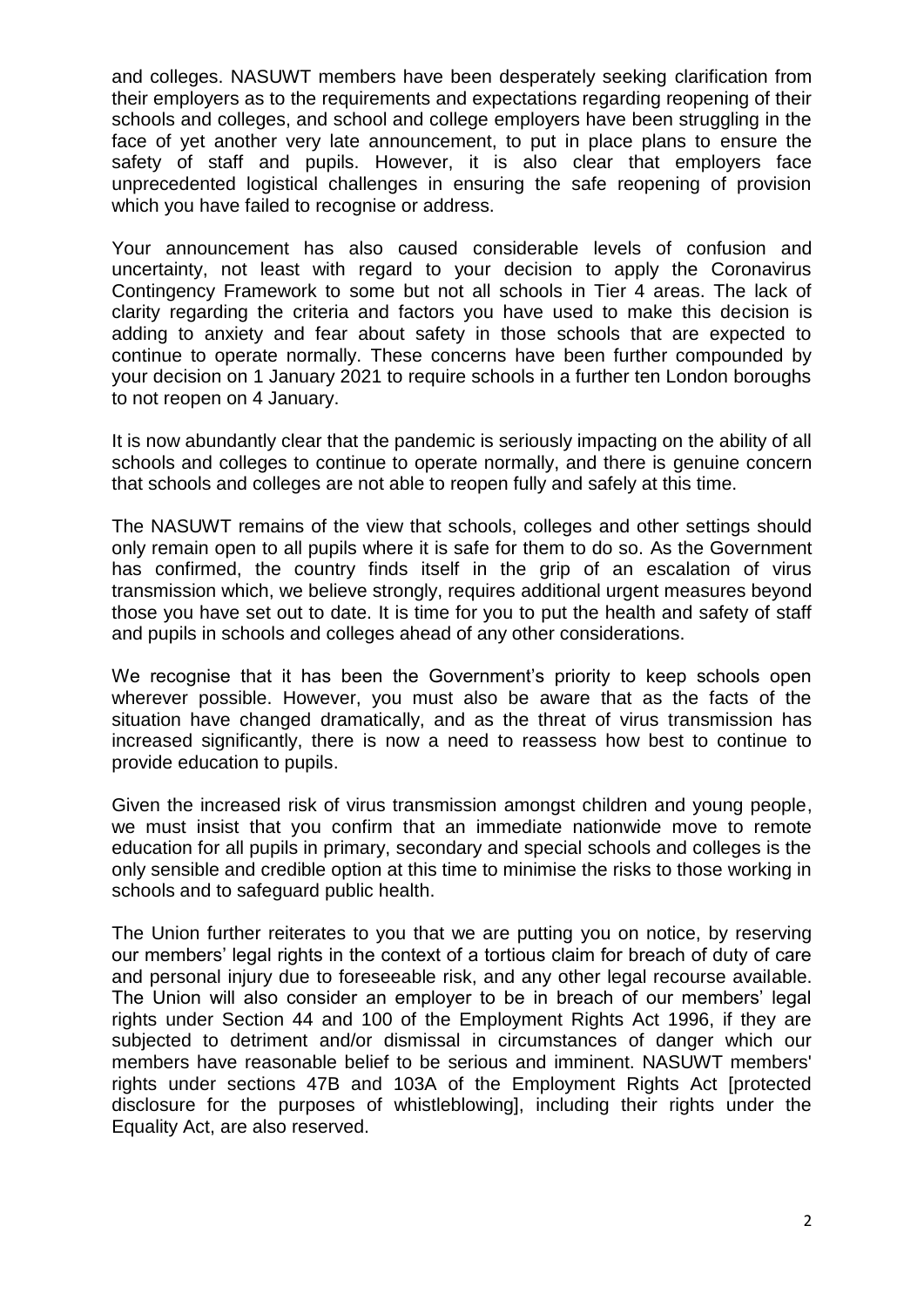and colleges. NASUWT members have been desperately seeking clarification from their employers as to the requirements and expectations regarding reopening of their schools and colleges, and school and college employers have been struggling in the face of yet another very late announcement, to put in place plans to ensure the safety of staff and pupils. However, it is also clear that employers face unprecedented logistical challenges in ensuring the safe reopening of provision which you have failed to recognise or address.

Your announcement has also caused considerable levels of confusion and uncertainty, not least with regard to your decision to apply the Coronavirus Contingency Framework to some but not all schools in Tier 4 areas. The lack of clarity regarding the criteria and factors you have used to make this decision is adding to anxiety and fear about safety in those schools that are expected to continue to operate normally. These concerns have been further compounded by your decision on 1 January 2021 to require schools in a further ten London boroughs to not reopen on 4 January.

It is now abundantly clear that the pandemic is seriously impacting on the ability of all schools and colleges to continue to operate normally, and there is genuine concern that schools and colleges are not able to reopen fully and safely at this time.

The NASUWT remains of the view that schools, colleges and other settings should only remain open to all pupils where it is safe for them to do so. As the Government has confirmed, the country finds itself in the grip of an escalation of virus transmission which, we believe strongly, requires additional urgent measures beyond those you have set out to date. It is time for you to put the health and safety of staff and pupils in schools and colleges ahead of any other considerations.

We recognise that it has been the Government's priority to keep schools open wherever possible. However, you must also be aware that as the facts of the situation have changed dramatically, and as the threat of virus transmission has increased significantly, there is now a need to reassess how best to continue to provide education to pupils.

Given the increased risk of virus transmission amongst children and young people, we must insist that you confirm that an immediate nationwide move to remote education for all pupils in primary, secondary and special schools and colleges is the only sensible and credible option at this time to minimise the risks to those working in schools and to safeguard public health.

The Union further reiterates to you that we are putting you on notice, by reserving our members' legal rights in the context of a tortious claim for breach of duty of care and personal injury due to foreseeable risk, and any other legal recourse available. The Union will also consider an employer to be in breach of our members' legal rights under Section 44 and 100 of the Employment Rights Act 1996, if they are subjected to detriment and/or dismissal in circumstances of danger which our members have reasonable belief to be serious and imminent. NASUWT members' rights under sections 47B and 103A of the Employment Rights Act [protected disclosure for the purposes of whistleblowing], including their rights under the Equality Act, are also reserved.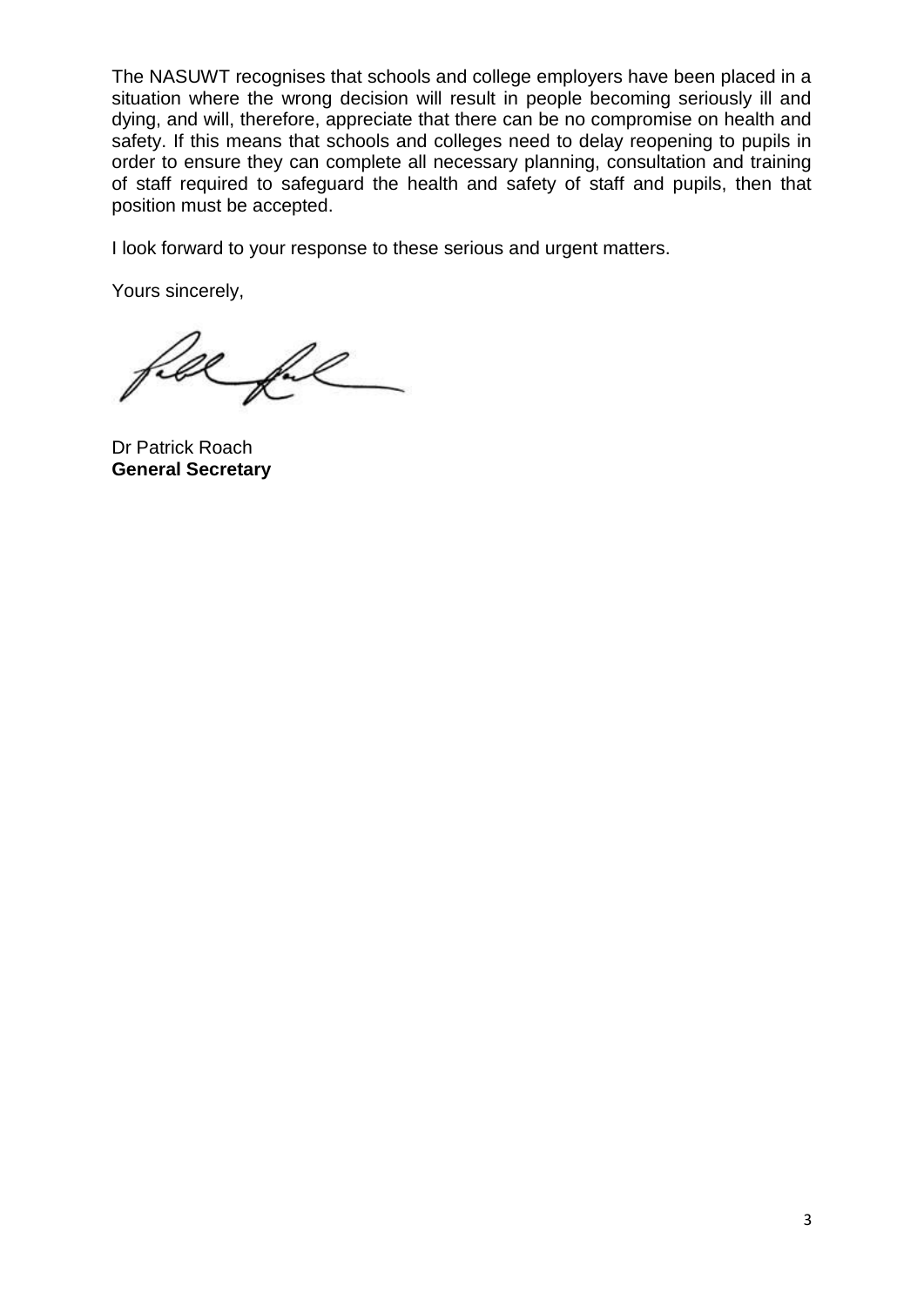The NASUWT recognises that schools and college employers have been placed in a situation where the wrong decision will result in people becoming seriously ill and dying, and will, therefore, appreciate that there can be no compromise on health and safety. If this means that schools and colleges need to delay reopening to pupils in order to ensure they can complete all necessary planning, consultation and training of staff required to safeguard the health and safety of staff and pupils, then that position must be accepted.

I look forward to your response to these serious and urgent matters.

Yours sincerely,

Dr Patrick Roach
**General Secretary**